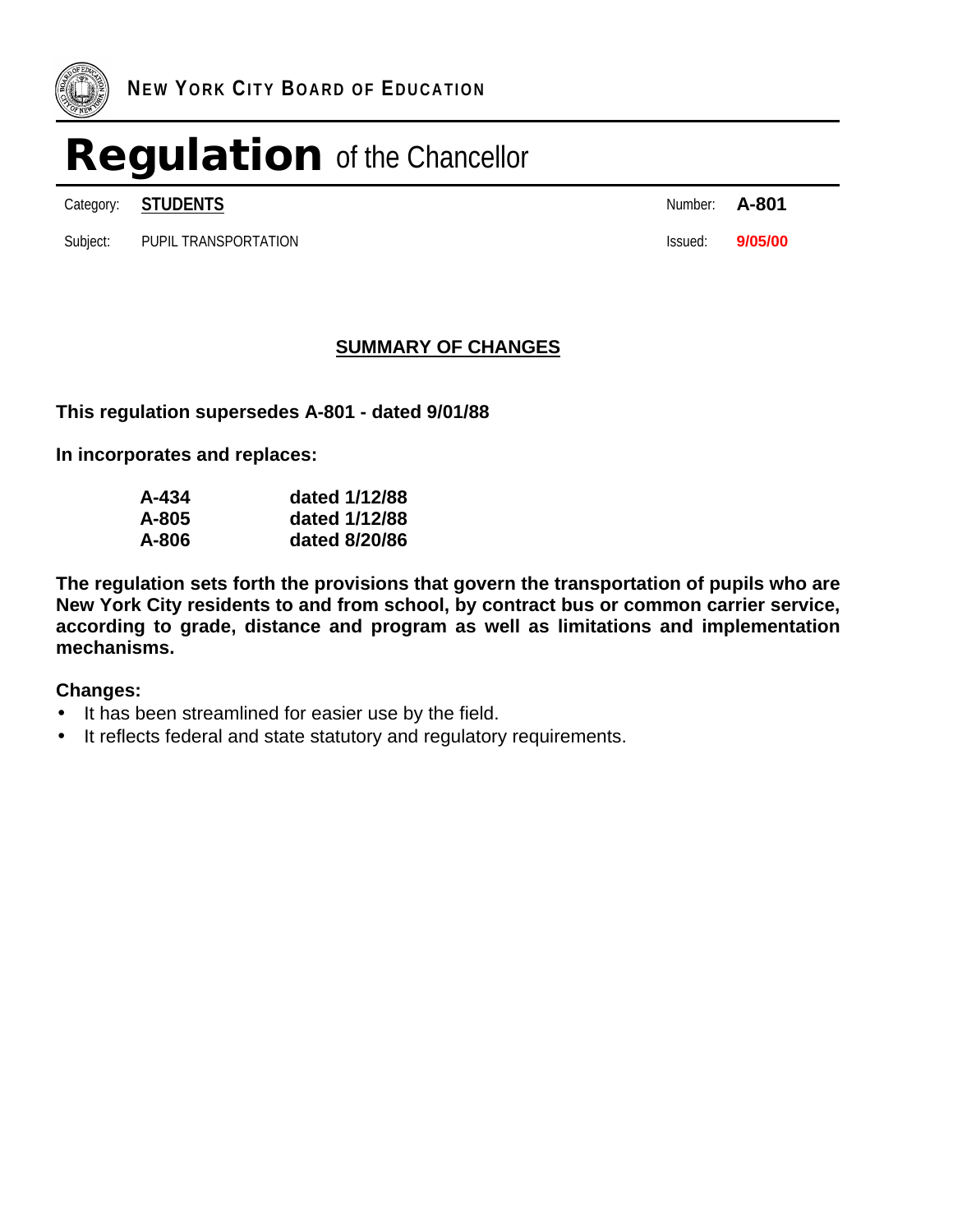**NEW YORK CITY BOARD OF EDUCATION**

# Regulation of the Chancellor

| Category: | **STUDENTS** | Number: | **A-801** |
|---|---|---|---|
| Subject: | PUPIL TRANSPORTATION | Issued: | **9/05/00** |

## SUMMARY OF CHANGES

**This regulation supersedes A-801 - dated 9/01/88**

**In incorporates and replaces:**

| | |
|---|---|
| **A-434** | **dated 1/12/88** |
| **A-805** | **dated 1/12/88** |
| **A-806** | **dated 8/20/86** |

**The regulation sets forth the provisions that govern the transportation of pupils who are New York City residents to and from school, by contract bus or common carrier service, according to grade, distance and program as well as limitations and implementation mechanisms.**

**Changes:**

- It has been streamlined for easier use by the field.
- It reflects federal and state statutory and regulatory requirements.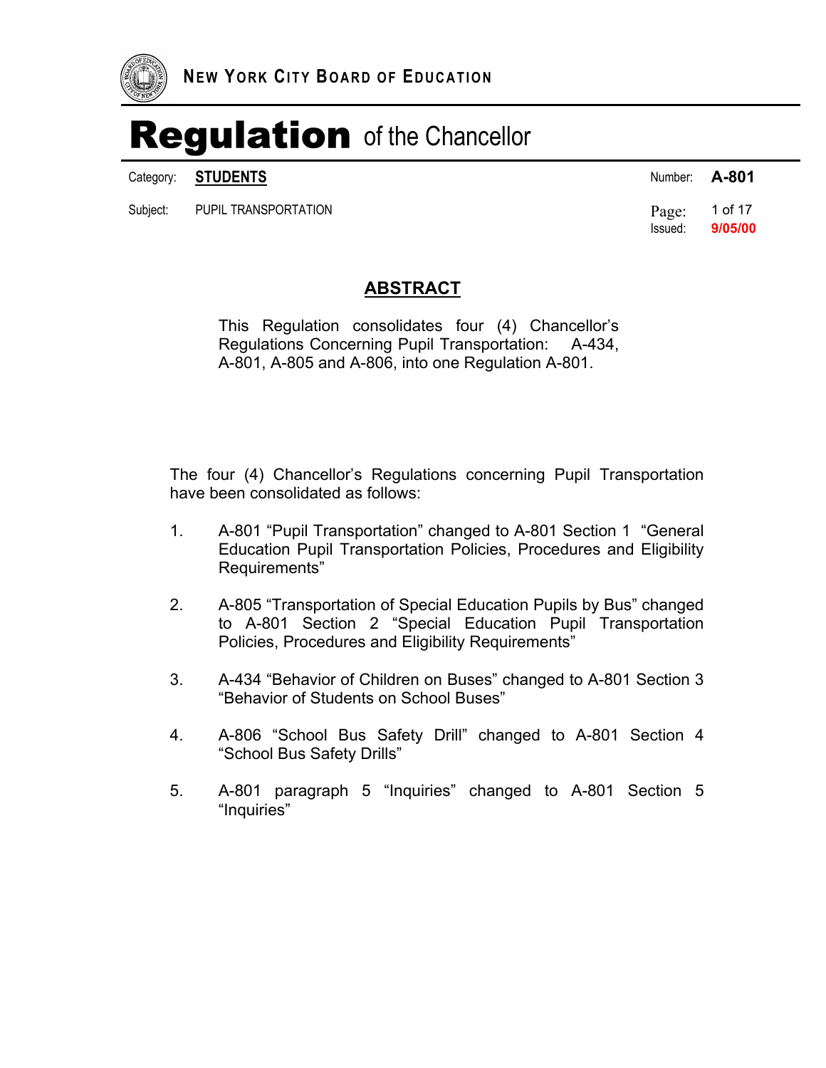# NEW YORK CITY BOARD OF EDUCATION

# Regulation of the Chancellor

Category: **STUDENTS** Number: **A-801**

Subject: PUPIL TRANSPORTATION Issued: **9/05/00**

## ABSTRACT

This Regulation consolidates four (4) Chancellor's Regulations Concerning Pupil Transportation: A-434, A-801, A-805 and A-806, into one Regulation A-801.

The four (4) Chancellor's Regulations concerning Pupil Transportation have been consolidated as follows:

1. A-801 "Pupil Transportation" changed to A-801 Section 1 "General Education Pupil Transportation Policies, Procedures and Eligibility Requirements"

2. A-805 "Transportation of Special Education Pupils by Bus" changed to A-801 Section 2 "Special Education Pupil Transportation Policies, Procedures and Eligibility Requirements"

3. A-434 "Behavior of Children on Buses" changed to A-801 Section 3 "Behavior of Students on School Buses"

4. A-806 "School Bus Safety Drill" changed to A-801 Section 4 "School Bus Safety Drills"

5. A-801 paragraph 5 "Inquiries" changed to A-801 Section 5 "Inquiries"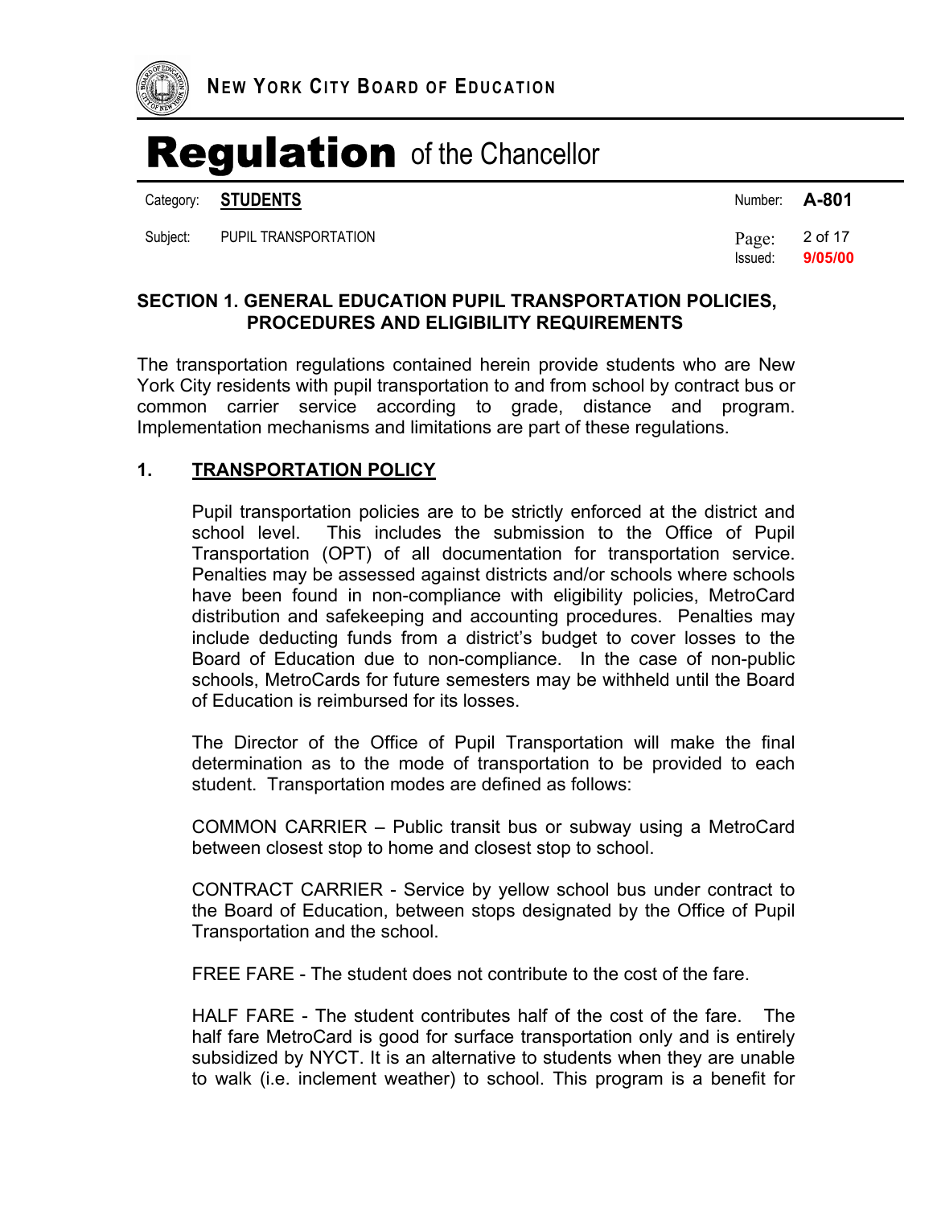## SECTION 1. GENERAL EDUCATION PUPIL TRANSPORTATION POLICIES, PROCEDURES AND ELIGIBILITY REQUIREMENTS

The transportation regulations contained herein provide students who are New York City residents with pupil transportation to and from school by contract bus or common carrier service according to grade, distance and program. Implementation mechanisms and limitations are part of these regulations.

### 1. TRANSPORTATION POLICY

Pupil transportation policies are to be strictly enforced at the district and school level. This includes the submission to the Office of Pupil Transportation (OPT) of all documentation for transportation service. Penalties may be assessed against districts and/or schools where schools have been found in non-compliance with eligibility policies, MetroCard distribution and safekeeping and accounting procedures. Penalties may include deducting funds from a district's budget to cover losses to the Board of Education due to non-compliance. In the case of non-public schools, MetroCards for future semesters may be withheld until the Board of Education is reimbursed for its losses.

The Director of the Office of Pupil Transportation will make the final determination as to the mode of transportation to be provided to each student. Transportation modes are defined as follows:

COMMON CARRIER – Public transit bus or subway using a MetroCard between closest stop to home and closest stop to school.

CONTRACT CARRIER - Service by yellow school bus under contract to the Board of Education, between stops designated by the Office of Pupil Transportation and the school.

FREE FARE - The student does not contribute to the cost of the fare.

HALF FARE - The student contributes half of the cost of the fare. The half fare MetroCard is good for surface transportation only and is entirely subsidized by NYCT. It is an alternative to students when they are unable to walk (i.e. inclement weather) to school. This program is a benefit for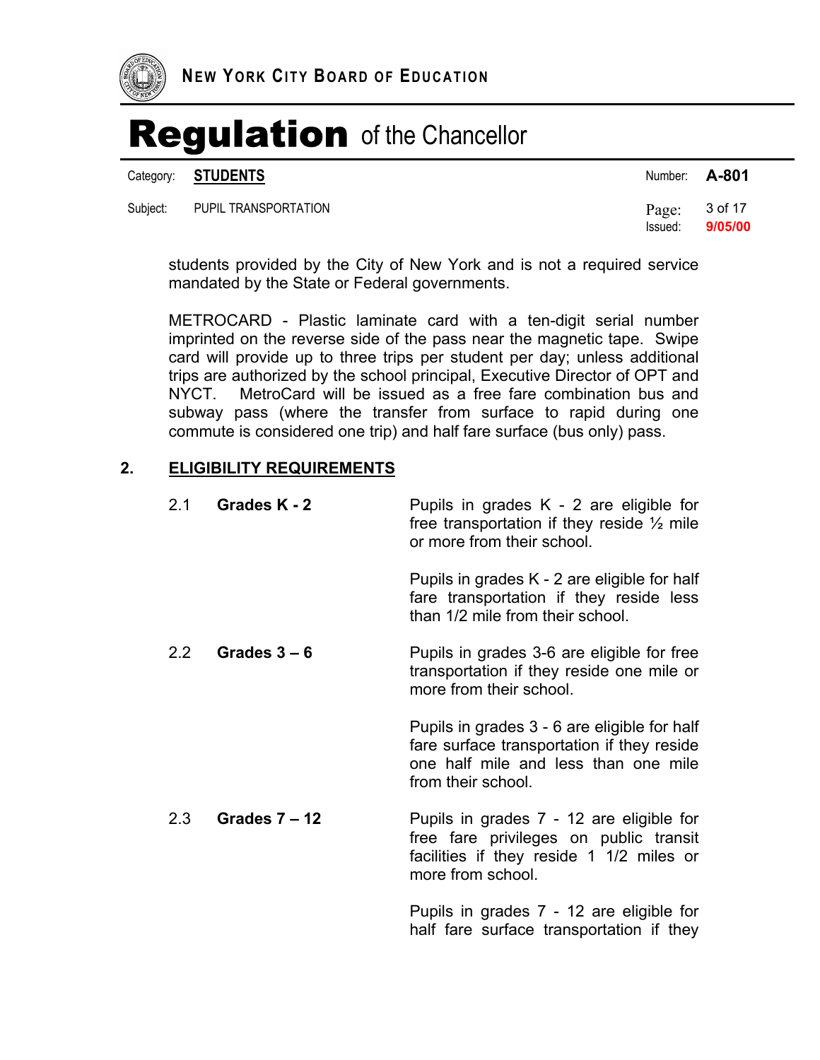students provided by the City of New York and is not a required service mandated by the State or Federal governments.

METROCARD - Plastic laminate card with a ten-digit serial number imprinted on the reverse side of the pass near the magnetic tape. Swipe card will provide up to three trips per student per day; unless additional trips are authorized by the school principal, Executive Director of OPT and NYCT. MetroCard will be issued as a free fare combination bus and subway pass (where the transfer from surface to rapid during one commute is considered one trip) and half fare surface (bus only) pass.

## 2. ELIGIBILITY REQUIREMENTS

2.1 **Grades K - 2**

Pupils in grades K - 2 are eligible for free transportation if they reside ½ mile or more from their school.

Pupils in grades K - 2 are eligible for half fare transportation if they reside less than 1/2 mile from their school.

2.2 **Grades 3 – 6**

Pupils in grades 3-6 are eligible for free transportation if they reside one mile or more from their school.

Pupils in grades 3 - 6 are eligible for half fare surface transportation if they reside one half mile and less than one mile from their school.

2.3 **Grades 7 – 12**

Pupils in grades 7 - 12 are eligible for free fare privileges on public transit facilities if they reside 1 1/2 miles or more from school.

Pupils in grades 7 - 12 are eligible for half fare surface transportation if they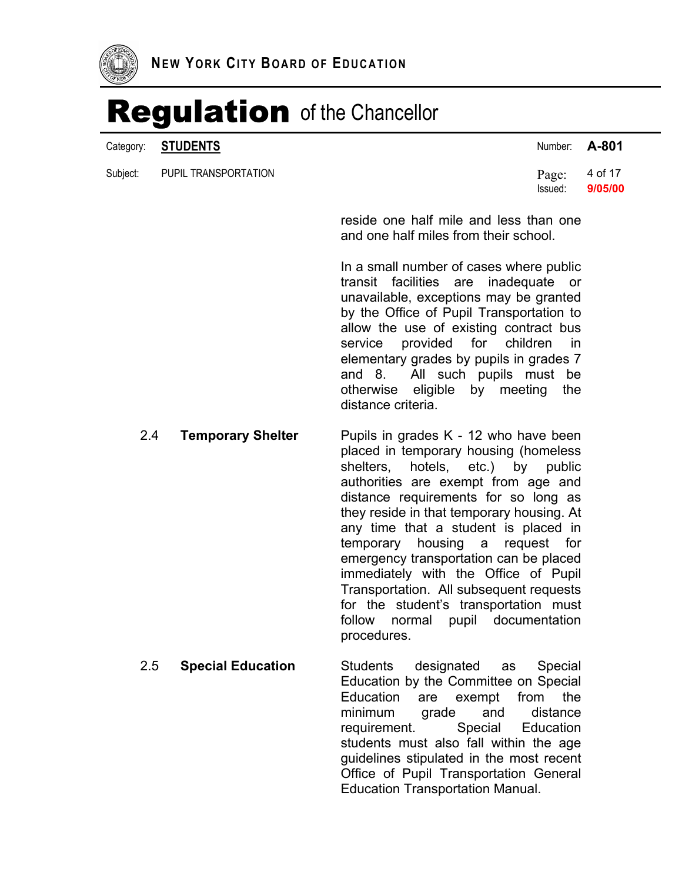reside one half mile and less than one and one half miles from their school.

In a small number of cases where public transit facilities are inadequate or unavailable, exceptions may be granted by the Office of Pupil Transportation to allow the use of existing contract bus service provided for children in elementary grades by pupils in grades 7 and 8. All such pupils must be otherwise eligible by meeting the distance criteria.

2.4 **Temporary Shelter**

Pupils in grades K - 12 who have been placed in temporary housing (homeless shelters, hotels, etc.) by public authorities are exempt from age and distance requirements for so long as they reside in that temporary housing. At any time that a student is placed in temporary housing a request for emergency transportation can be placed immediately with the Office of Pupil Transportation. All subsequent requests for the student's transportation must follow normal pupil documentation procedures.

2.5 **Special Education**

Students designated as Special Education by the Committee on Special Education are exempt from the minimum grade and distance requirement. Special Education students must also fall within the age guidelines stipulated in the most recent Office of Pupil Transportation General Education Transportation Manual.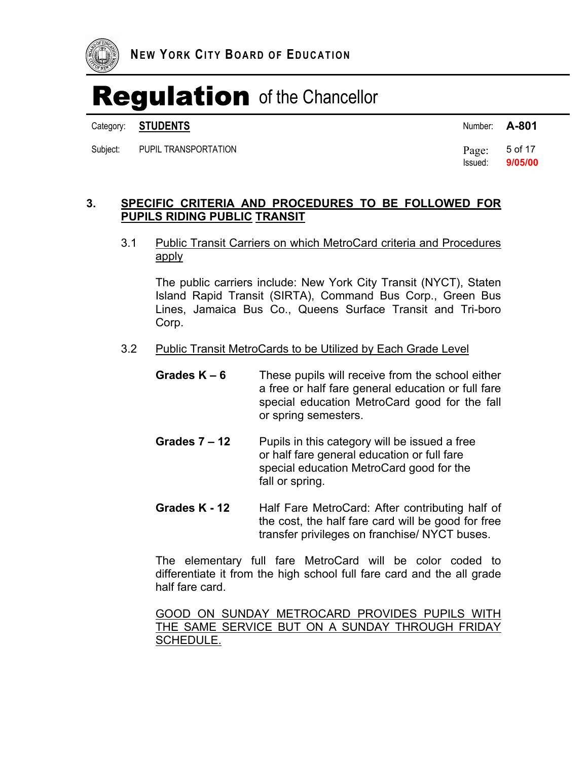## 3. SPECIFIC CRITERIA AND PROCEDURES TO BE FOLLOWED FOR PUPILS RIDING PUBLIC TRANSIT

### 3.1 Public Transit Carriers on which MetroCard criteria and Procedures apply

The public carriers include: New York City Transit (NYCT), Staten Island Rapid Transit (SIRTA), Command Bus Corp., Green Bus Lines, Jamaica Bus Co., Queens Surface Transit and Tri-boro Corp.

### 3.2 Public Transit MetroCards to be Utilized by Each Grade Level

**Grades K – 6** These pupils will receive from the school either a free or half fare general education or full fare special education MetroCard good for the fall or spring semesters.

**Grades 7 – 12** Pupils in this category will be issued a free or half fare general education or full fare special education MetroCard good for the fall or spring.

**Grades K - 12** Half Fare MetroCard: After contributing half of the cost, the half fare card will be good for free transfer privileges on franchise/ NYCT buses.

The elementary full fare MetroCard will be color coded to differentiate it from the high school full fare card and the all grade half fare card.

GOOD ON SUNDAY METROCARD PROVIDES PUPILS WITH THE SAME SERVICE BUT ON A SUNDAY THROUGH FRIDAY SCHEDULE.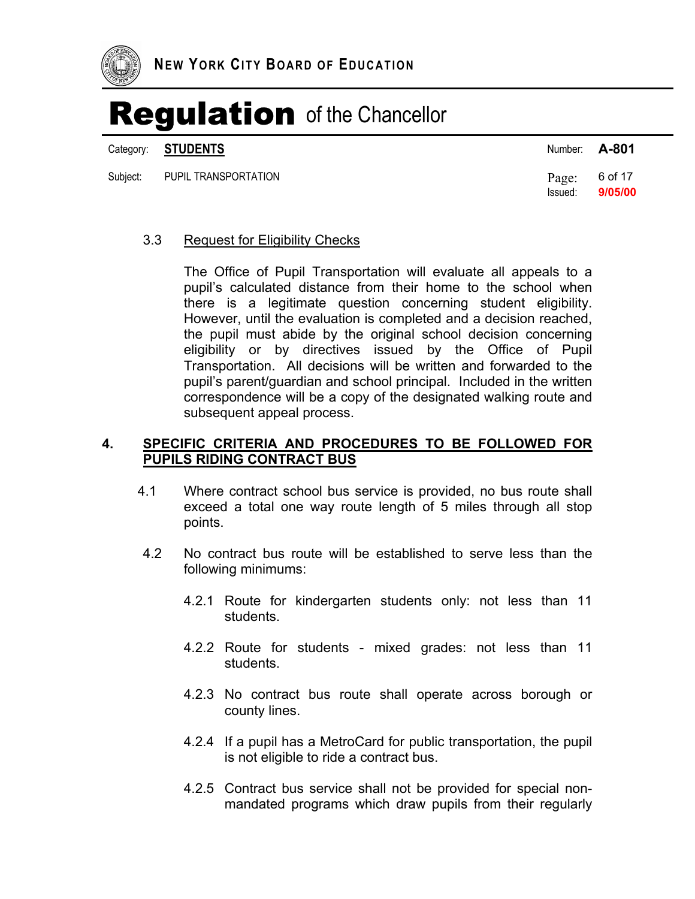3.3 Request for Eligibility Checks

The Office of Pupil Transportation will evaluate all appeals to a pupil's calculated distance from their home to the school when there is a legitimate question concerning student eligibility. However, until the evaluation is completed and a decision reached, the pupil must abide by the original school decision concerning eligibility or by directives issued by the Office of Pupil Transportation. All decisions will be written and forwarded to the pupil's parent/guardian and school principal. Included in the written correspondence will be a copy of the designated walking route and subsequent appeal process.

## 4. SPECIFIC CRITERIA AND PROCEDURES TO BE FOLLOWED FOR PUPILS RIDING CONTRACT BUS

4.1 Where contract school bus service is provided, no bus route shall exceed a total one way route length of 5 miles through all stop points.

4.2 No contract bus route will be established to serve less than the following minimums:

4.2.1 Route for kindergarten students only: not less than 11 students.

4.2.2 Route for students - mixed grades: not less than 11 students.

4.2.3 No contract bus route shall operate across borough or county lines.

4.2.4 If a pupil has a MetroCard for public transportation, the pupil is not eligible to ride a contract bus.

4.2.5 Contract bus service shall not be provided for special non-mandated programs which draw pupils from their regularly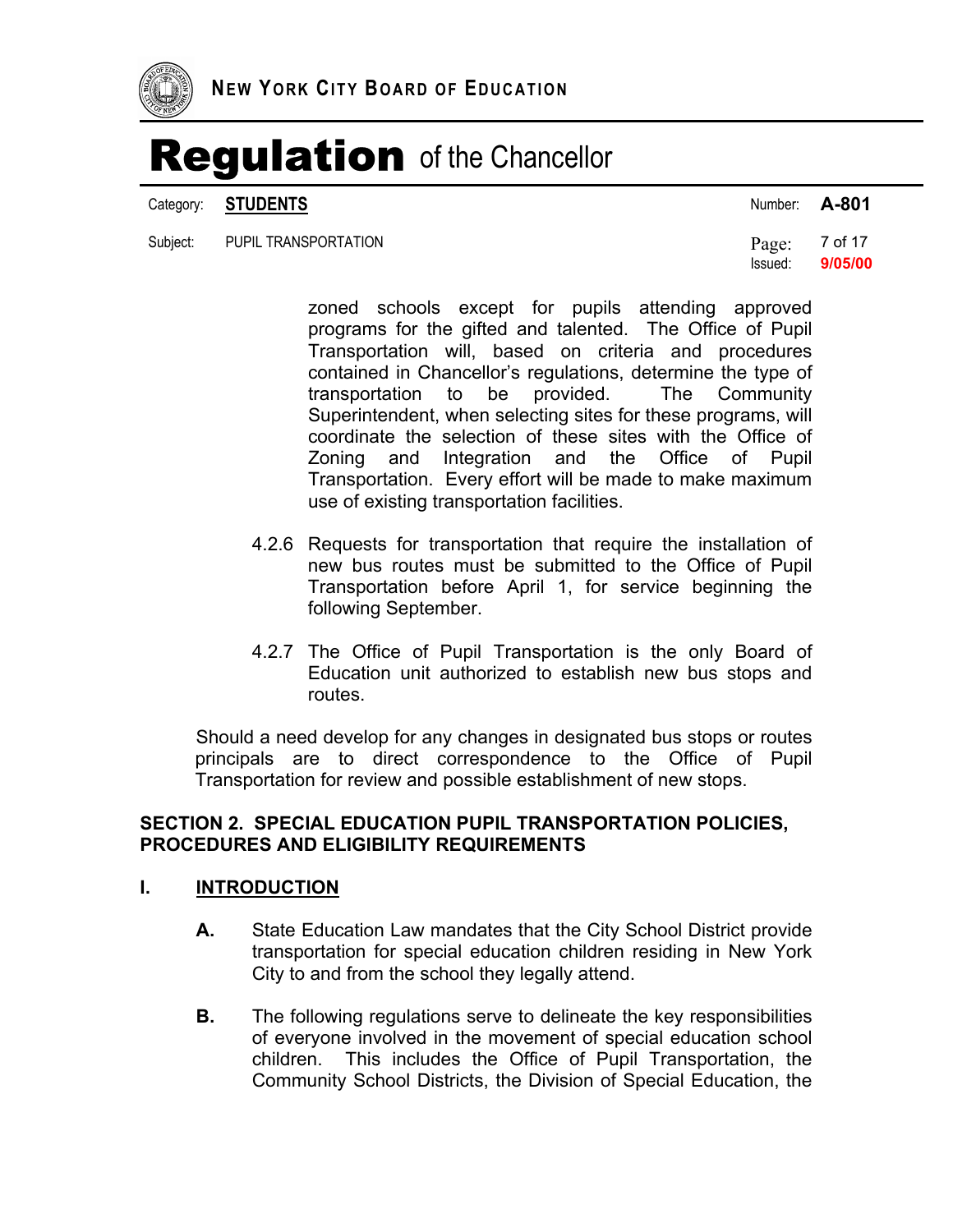zoned schools except for pupils attending approved programs for the gifted and talented. The Office of Pupil Transportation will, based on criteria and procedures contained in Chancellor's regulations, determine the type of transportation to be provided. The Community Superintendent, when selecting sites for these programs, will coordinate the selection of these sites with the Office of Zoning and Integration and the Office of Pupil Transportation. Every effort will be made to make maximum use of existing transportation facilities.

4.2.6 Requests for transportation that require the installation of new bus routes must be submitted to the Office of Pupil Transportation before April 1, for service beginning the following September.

4.2.7 The Office of Pupil Transportation is the only Board of Education unit authorized to establish new bus stops and routes.

Should a need develop for any changes in designated bus stops or routes principals are to direct correspondence to the Office of Pupil Transportation for review and possible establishment of new stops.

## SECTION 2. SPECIAL EDUCATION PUPIL TRANSPORTATION POLICIES, PROCEDURES AND ELIGIBILITY REQUIREMENTS

### I. INTRODUCTION

**A.** State Education Law mandates that the City School District provide transportation for special education children residing in New York City to and from the school they legally attend.

**B.** The following regulations serve to delineate the key responsibilities of everyone involved in the movement of special education school children. This includes the Office of Pupil Transportation, the Community School Districts, the Division of Special Education, the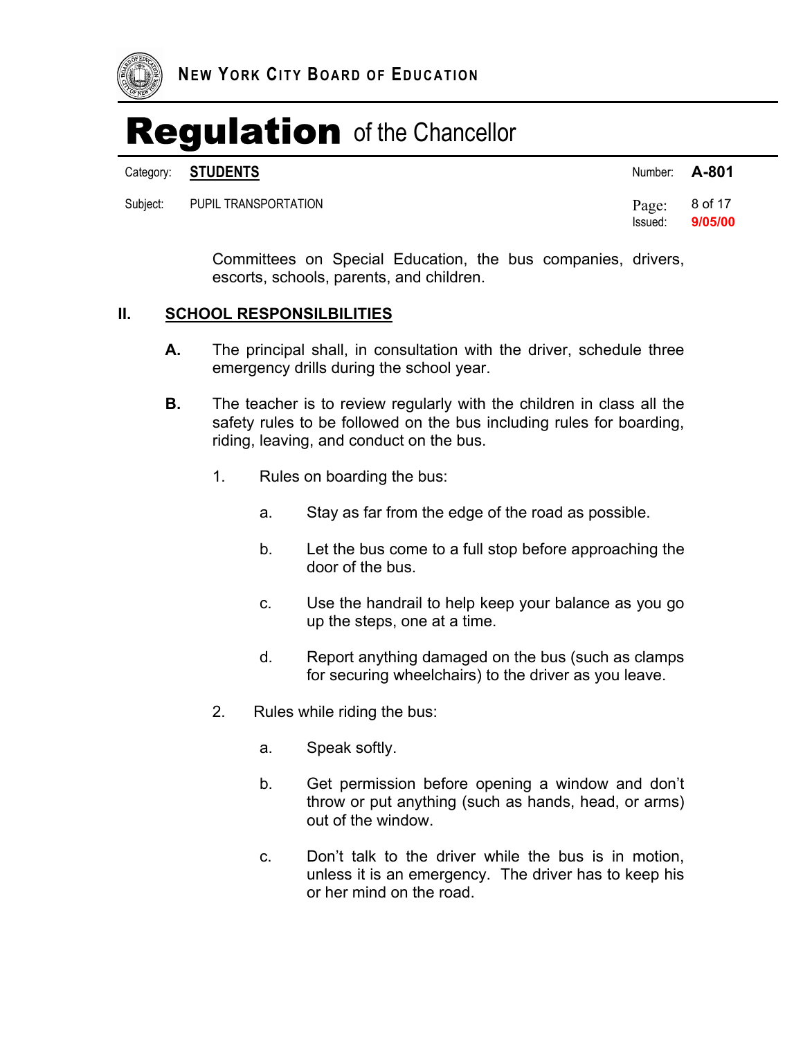Committees on Special Education, the bus companies, drivers, escorts, schools, parents, and children.

## II. SCHOOL RESPONSILBILITIES

**A.** The principal shall, in consultation with the driver, schedule three emergency drills during the school year.

**B.** The teacher is to review regularly with the children in class all the safety rules to be followed on the bus including rules for boarding, riding, leaving, and conduct on the bus.

1. Rules on boarding the bus:

   a. Stay as far from the edge of the road as possible.

   b. Let the bus come to a full stop before approaching the door of the bus.

   c. Use the handrail to help keep your balance as you go up the steps, one at a time.

   d. Report anything damaged on the bus (such as clamps for securing wheelchairs) to the driver as you leave.

2. Rules while riding the bus:

   a. Speak softly.

   b. Get permission before opening a window and don't throw or put anything (such as hands, head, or arms) out of the window.

   c. Don't talk to the driver while the bus is in motion, unless it is an emergency. The driver has to keep his or her mind on the road.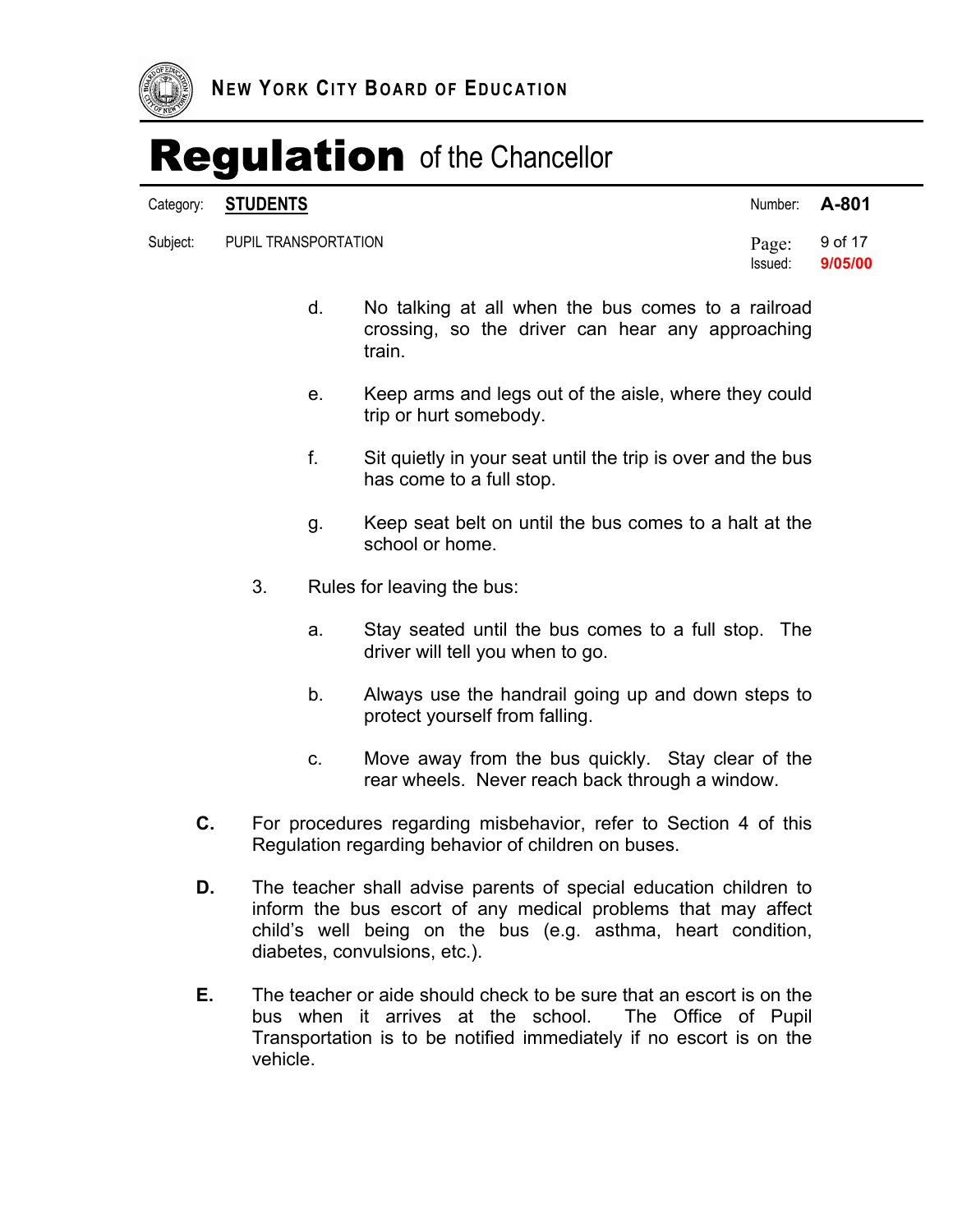d. No talking at all when the bus comes to a railroad crossing, so the driver can hear any approaching train.

e. Keep arms and legs out of the aisle, where they could trip or hurt somebody.

f. Sit quietly in your seat until the trip is over and the bus has come to a full stop.

g. Keep seat belt on until the bus comes to a halt at the school or home.

3. Rules for leaving the bus:

a. Stay seated until the bus comes to a full stop. The driver will tell you when to go.

b. Always use the handrail going up and down steps to protect yourself from falling.

c. Move away from the bus quickly. Stay clear of the rear wheels. Never reach back through a window.

**C.** For procedures regarding misbehavior, refer to Section 4 of this Regulation regarding behavior of children on buses.

**D.** The teacher shall advise parents of special education children to inform the bus escort of any medical problems that may affect child's well being on the bus (e.g. asthma, heart condition, diabetes, convulsions, etc.).

**E.** The teacher or aide should check to be sure that an escort is on the bus when it arrives at the school. The Office of Pupil Transportation is to be notified immediately if no escort is on the vehicle.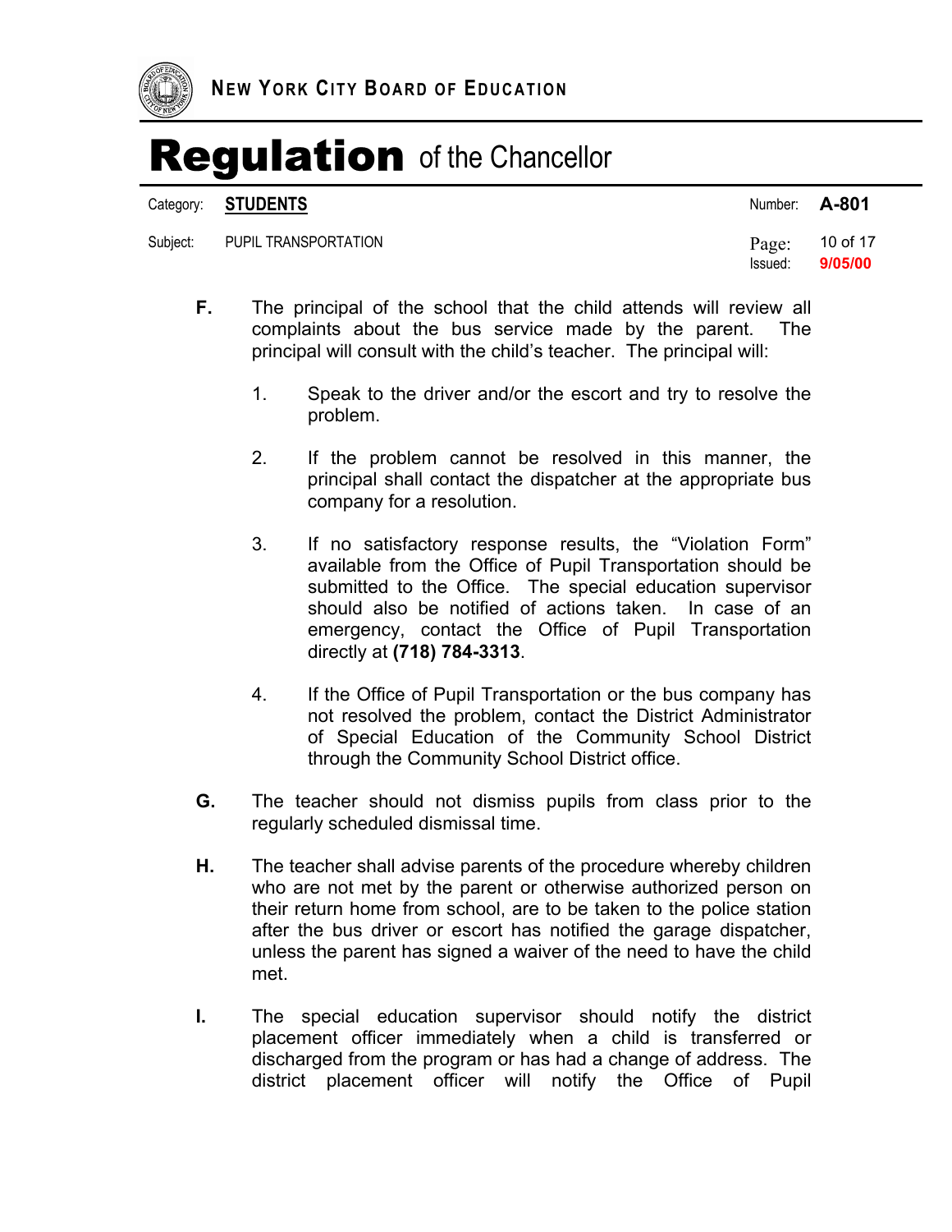**F.** The principal of the school that the child attends will review all complaints about the bus service made by the parent. The principal will consult with the child's teacher. The principal will:

1. Speak to the driver and/or the escort and try to resolve the problem.

2. If the problem cannot be resolved in this manner, the principal shall contact the dispatcher at the appropriate bus company for a resolution.

3. If no satisfactory response results, the "Violation Form" available from the Office of Pupil Transportation should be submitted to the Office. The special education supervisor should also be notified of actions taken. In case of an emergency, contact the Office of Pupil Transportation directly at **(718) 784-3313**.

4. If the Office of Pupil Transportation or the bus company has not resolved the problem, contact the District Administrator of Special Education of the Community School District through the Community School District office.

**G.** The teacher should not dismiss pupils from class prior to the regularly scheduled dismissal time.

**H.** The teacher shall advise parents of the procedure whereby children who are not met by the parent or otherwise authorized person on their return home from school, are to be taken to the police station after the bus driver or escort has notified the garage dispatcher, unless the parent has signed a waiver of the need to have the child met.

**I.** The special education supervisor should notify the district placement officer immediately when a child is transferred or discharged from the program or has had a change of address. The district placement officer will notify the Office of Pupil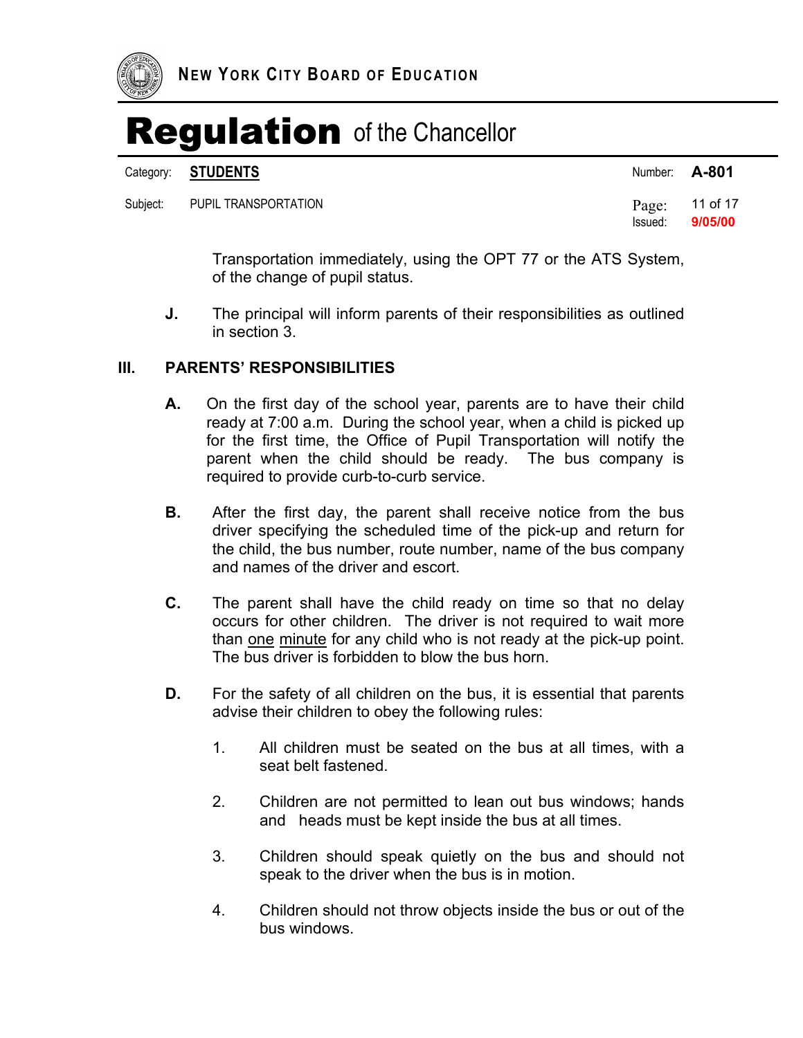Transportation immediately, using the OPT 77 or the ATS System, of the change of pupil status.

**J.** The principal will inform parents of their responsibilities as outlined in section 3.

## III. PARENTS' RESPONSIBILITIES

**A.** On the first day of the school year, parents are to have their child ready at 7:00 a.m. During the school year, when a child is picked up for the first time, the Office of Pupil Transportation will notify the parent when the child should be ready. The bus company is required to provide curb-to-curb service.

**B.** After the first day, the parent shall receive notice from the bus driver specifying the scheduled time of the pick-up and return for the child, the bus number, route number, name of the bus company and names of the driver and escort.

**C.** The parent shall have the child ready on time so that no delay occurs for other children. The driver is not required to wait more than <u>one minute</u> for any child who is not ready at the pick-up point. The bus driver is forbidden to blow the bus horn.

**D.** For the safety of all children on the bus, it is essential that parents advise their children to obey the following rules:

1. All children must be seated on the bus at all times, with a seat belt fastened.

2. Children are not permitted to lean out bus windows; hands and heads must be kept inside the bus at all times.

3. Children should speak quietly on the bus and should not speak to the driver when the bus is in motion.

4. Children should not throw objects inside the bus or out of the bus windows.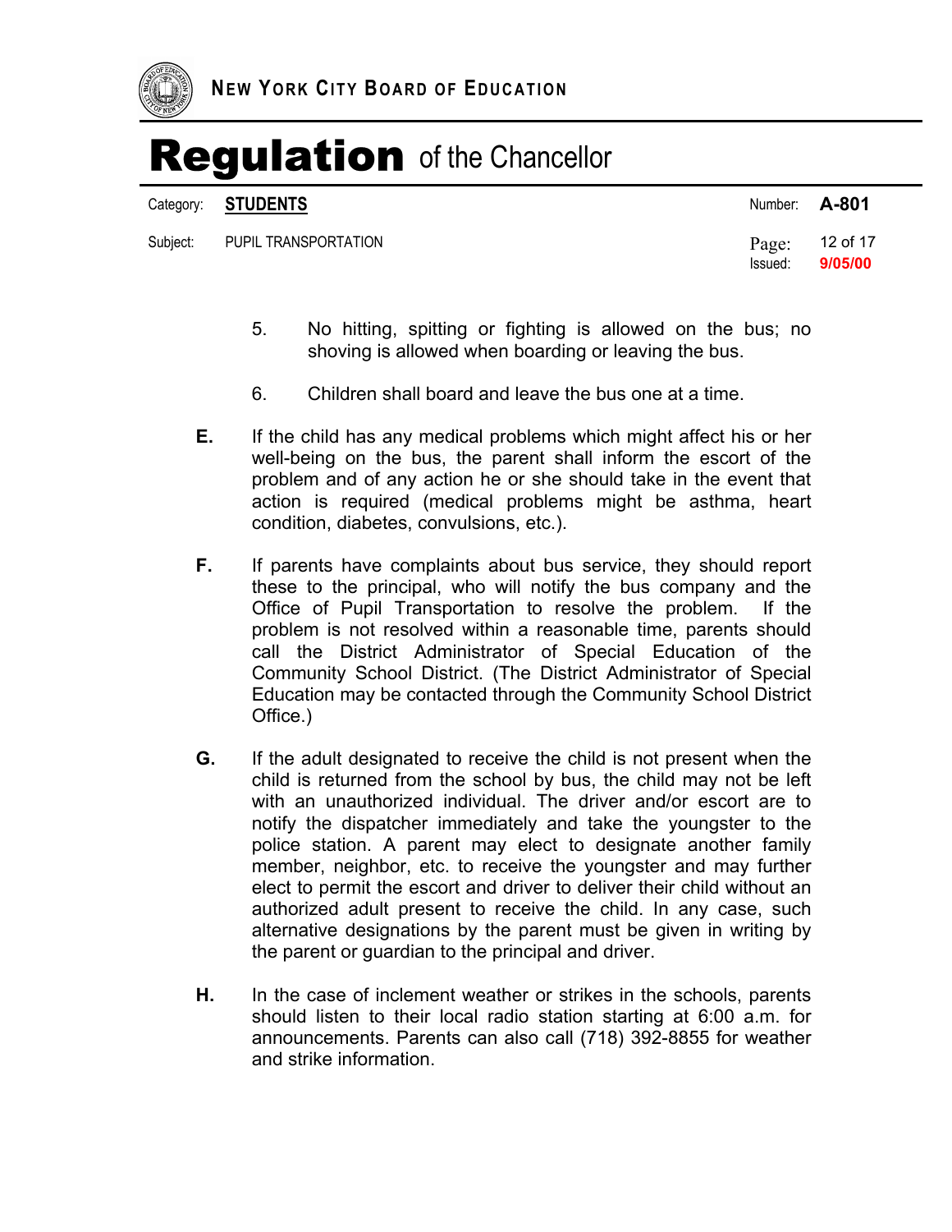5. No hitting, spitting or fighting is allowed on the bus; no shoving is allowed when boarding or leaving the bus.

6. Children shall board and leave the bus one at a time.

**E.** If the child has any medical problems which might affect his or her well-being on the bus, the parent shall inform the escort of the problem and of any action he or she should take in the event that action is required (medical problems might be asthma, heart condition, diabetes, convulsions, etc.).

**F.** If parents have complaints about bus service, they should report these to the principal, who will notify the bus company and the Office of Pupil Transportation to resolve the problem. If the problem is not resolved within a reasonable time, parents should call the District Administrator of Special Education of the Community School District. (The District Administrator of Special Education may be contacted through the Community School District Office.)

**G.** If the adult designated to receive the child is not present when the child is returned from the school by bus, the child may not be left with an unauthorized individual. The driver and/or escort are to notify the dispatcher immediately and take the youngster to the police station. A parent may elect to designate another family member, neighbor, etc. to receive the youngster and may further elect to permit the escort and driver to deliver their child without an authorized adult present to receive the child. In any case, such alternative designations by the parent must be given in writing by the parent or guardian to the principal and driver.

**H.** In the case of inclement weather or strikes in the schools, parents should listen to their local radio station starting at 6:00 a.m. for announcements. Parents can also call (718) 392-8855 for weather and strike information.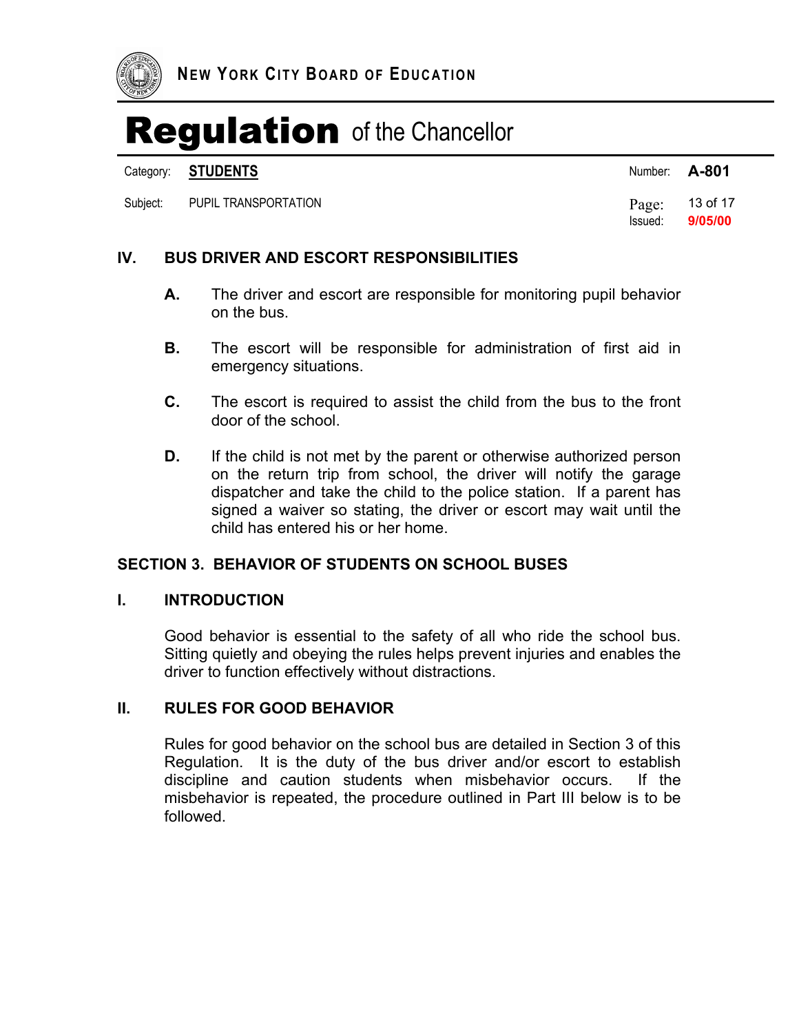## IV. BUS DRIVER AND ESCORT RESPONSIBILITIES

**A.** The driver and escort are responsible for monitoring pupil behavior on the bus.

**B.** The escort will be responsible for administration of first aid in emergency situations.

**C.** The escort is required to assist the child from the bus to the front door of the school.

**D.** If the child is not met by the parent or otherwise authorized person on the return trip from school, the driver will notify the garage dispatcher and take the child to the police station. If a parent has signed a waiver so stating, the driver or escort may wait until the child has entered his or her home.

## SECTION 3. BEHAVIOR OF STUDENTS ON SCHOOL BUSES

### I. INTRODUCTION

Good behavior is essential to the safety of all who ride the school bus. Sitting quietly and obeying the rules helps prevent injuries and enables the driver to function effectively without distractions.

### II. RULES FOR GOOD BEHAVIOR

Rules for good behavior on the school bus are detailed in Section 3 of this Regulation. It is the duty of the bus driver and/or escort to establish discipline and caution students when misbehavior occurs. If the misbehavior is repeated, the procedure outlined in Part III below is to be followed.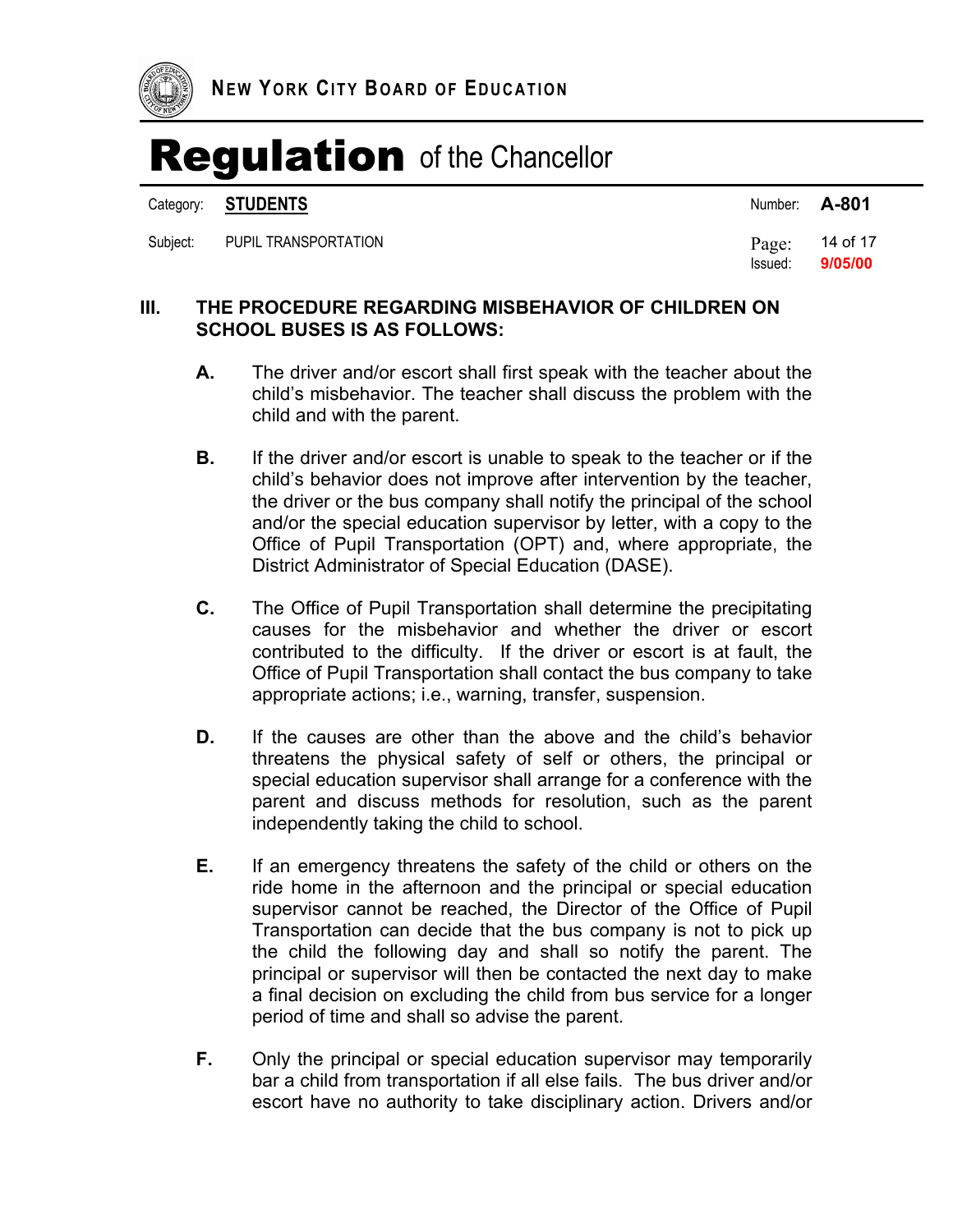## III. THE PROCEDURE REGARDING MISBEHAVIOR OF CHILDREN ON SCHOOL BUSES IS AS FOLLOWS:

**A.** The driver and/or escort shall first speak with the teacher about the child's misbehavior. The teacher shall discuss the problem with the child and with the parent.

**B.** If the driver and/or escort is unable to speak to the teacher or if the child's behavior does not improve after intervention by the teacher, the driver or the bus company shall notify the principal of the school and/or the special education supervisor by letter, with a copy to the Office of Pupil Transportation (OPT) and, where appropriate, the District Administrator of Special Education (DASE).

**C.** The Office of Pupil Transportation shall determine the precipitating causes for the misbehavior and whether the driver or escort contributed to the difficulty. If the driver or escort is at fault, the Office of Pupil Transportation shall contact the bus company to take appropriate actions; i.e., warning, transfer, suspension.

**D.** If the causes are other than the above and the child's behavior threatens the physical safety of self or others, the principal or special education supervisor shall arrange for a conference with the parent and discuss methods for resolution, such as the parent independently taking the child to school.

**E.** If an emergency threatens the safety of the child or others on the ride home in the afternoon and the principal or special education supervisor cannot be reached, the Director of the Office of Pupil Transportation can decide that the bus company is not to pick up the child the following day and shall so notify the parent. The principal or supervisor will then be contacted the next day to make a final decision on excluding the child from bus service for a longer period of time and shall so advise the parent.

**F.** Only the principal or special education supervisor may temporarily bar a child from transportation if all else fails. The bus driver and/or escort have no authority to take disciplinary action. Drivers and/or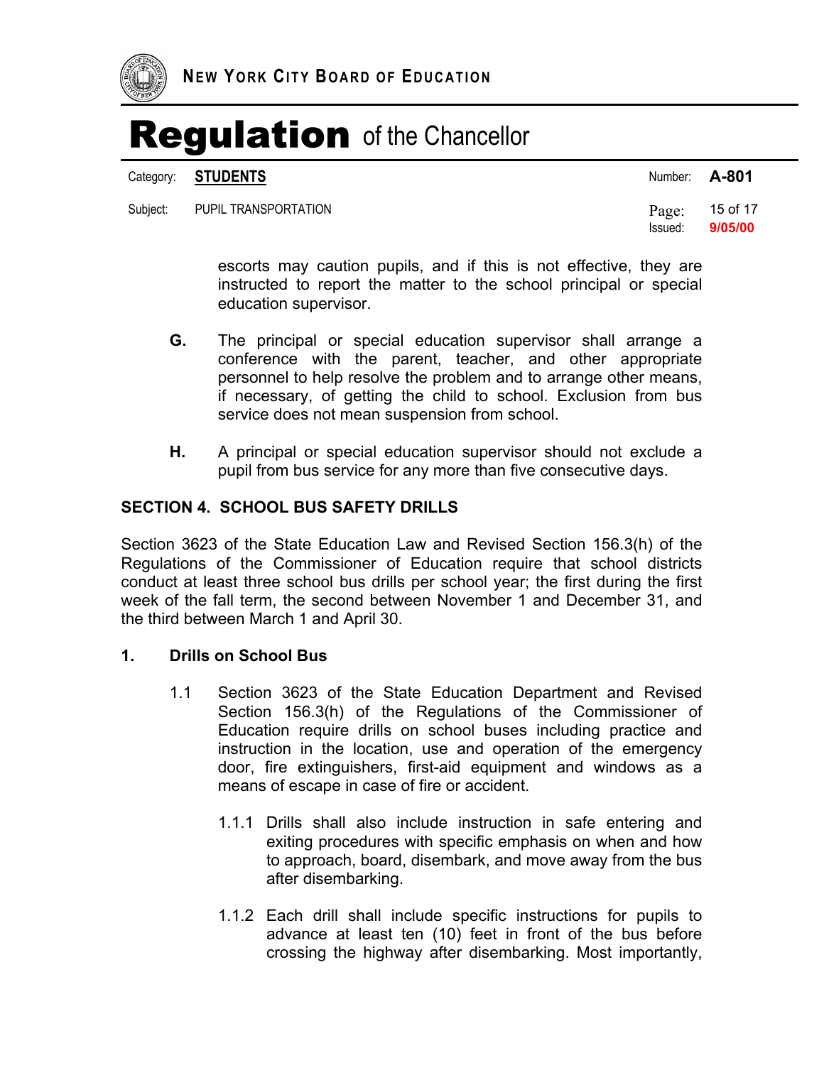escorts may caution pupils, and if this is not effective, they are instructed to report the matter to the school principal or special education supervisor.

**G.** The principal or special education supervisor shall arrange a conference with the parent, teacher, and other appropriate personnel to help resolve the problem and to arrange other means, if necessary, of getting the child to school. Exclusion from bus service does not mean suspension from school.

**H.** A principal or special education supervisor should not exclude a pupil from bus service for any more than five consecutive days.

## SECTION 4. SCHOOL BUS SAFETY DRILLS

Section 3623 of the State Education Law and Revised Section 156.3(h) of the Regulations of the Commissioner of Education require that school districts conduct at least three school bus drills per school year; the first during the first week of the fall term, the second between November 1 and December 31, and the third between March 1 and April 30.

### 1. Drills on School Bus

1.1 Section 3623 of the State Education Department and Revised Section 156.3(h) of the Regulations of the Commissioner of Education require drills on school buses including practice and instruction in the location, use and operation of the emergency door, fire extinguishers, first-aid equipment and windows as a means of escape in case of fire or accident.

1.1.1 Drills shall also include instruction in safe entering and exiting procedures with specific emphasis on when and how to approach, board, disembark, and move away from the bus after disembarking.

1.1.2 Each drill shall include specific instructions for pupils to advance at least ten (10) feet in front of the bus before crossing the highway after disembarking. Most importantly,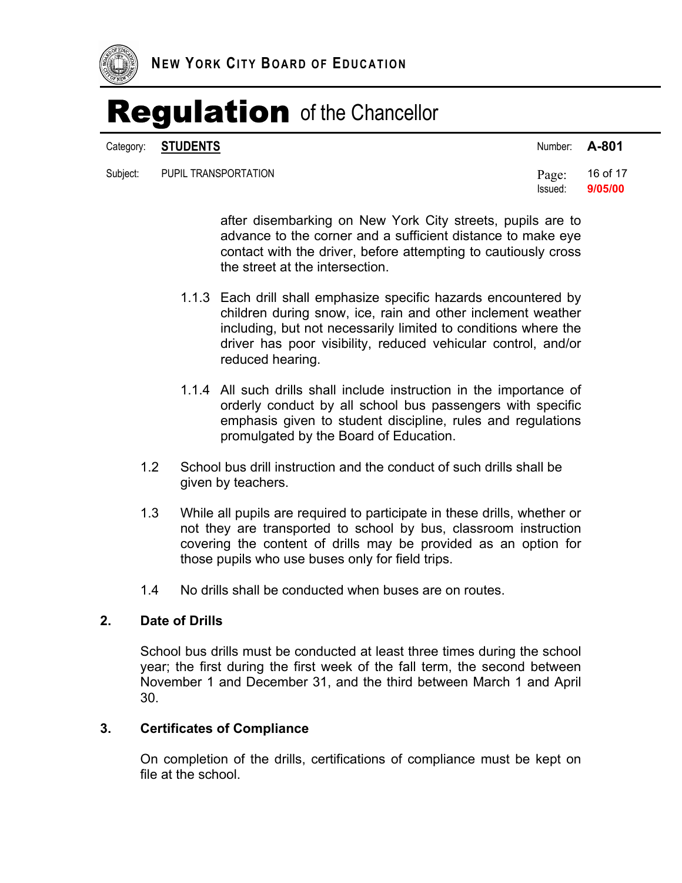after disembarking on New York City streets, pupils are to advance to the corner and a sufficient distance to make eye contact with the driver, before attempting to cautiously cross the street at the intersection.

1.1.3 Each drill shall emphasize specific hazards encountered by children during snow, ice, rain and other inclement weather including, but not necessarily limited to conditions where the driver has poor visibility, reduced vehicular control, and/or reduced hearing.

1.1.4 All such drills shall include instruction in the importance of orderly conduct by all school bus passengers with specific emphasis given to student discipline, rules and regulations promulgated by the Board of Education.

1.2 School bus drill instruction and the conduct of such drills shall be given by teachers.

1.3 While all pupils are required to participate in these drills, whether or not they are transported to school by bus, classroom instruction covering the content of drills may be provided as an option for those pupils who use buses only for field trips.

1.4 No drills shall be conducted when buses are on routes.

### 2. Date of Drills

School bus drills must be conducted at least three times during the school year; the first during the first week of the fall term, the second between November 1 and December 31, and the third between March 1 and April 30.

### 3. Certificates of Compliance

On completion of the drills, certifications of compliance must be kept on file at the school.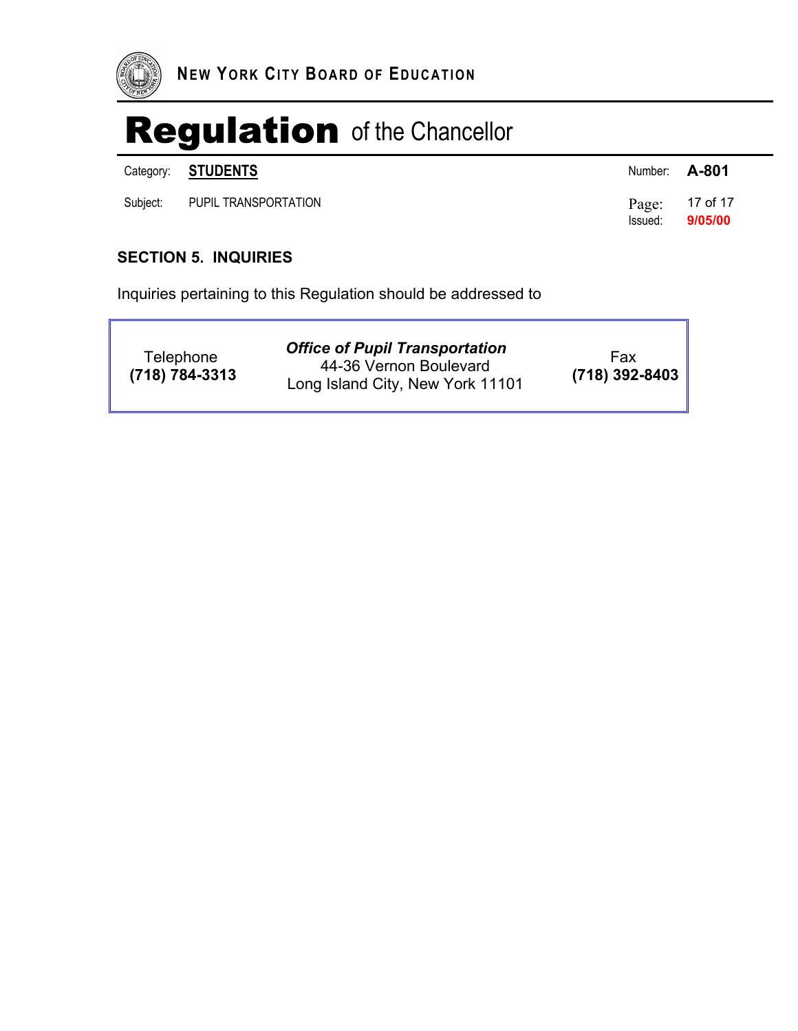## SECTION 5. INQUIRIES

Inquiries pertaining to this Regulation should be addressed to

| Telephone **(718) 784-3313** | ***Office of Pupil Transportation*** 44-36 Vernon Boulevard Long Island City, New York 11101 | Fax **(718) 392-8403** |
|---|---|---|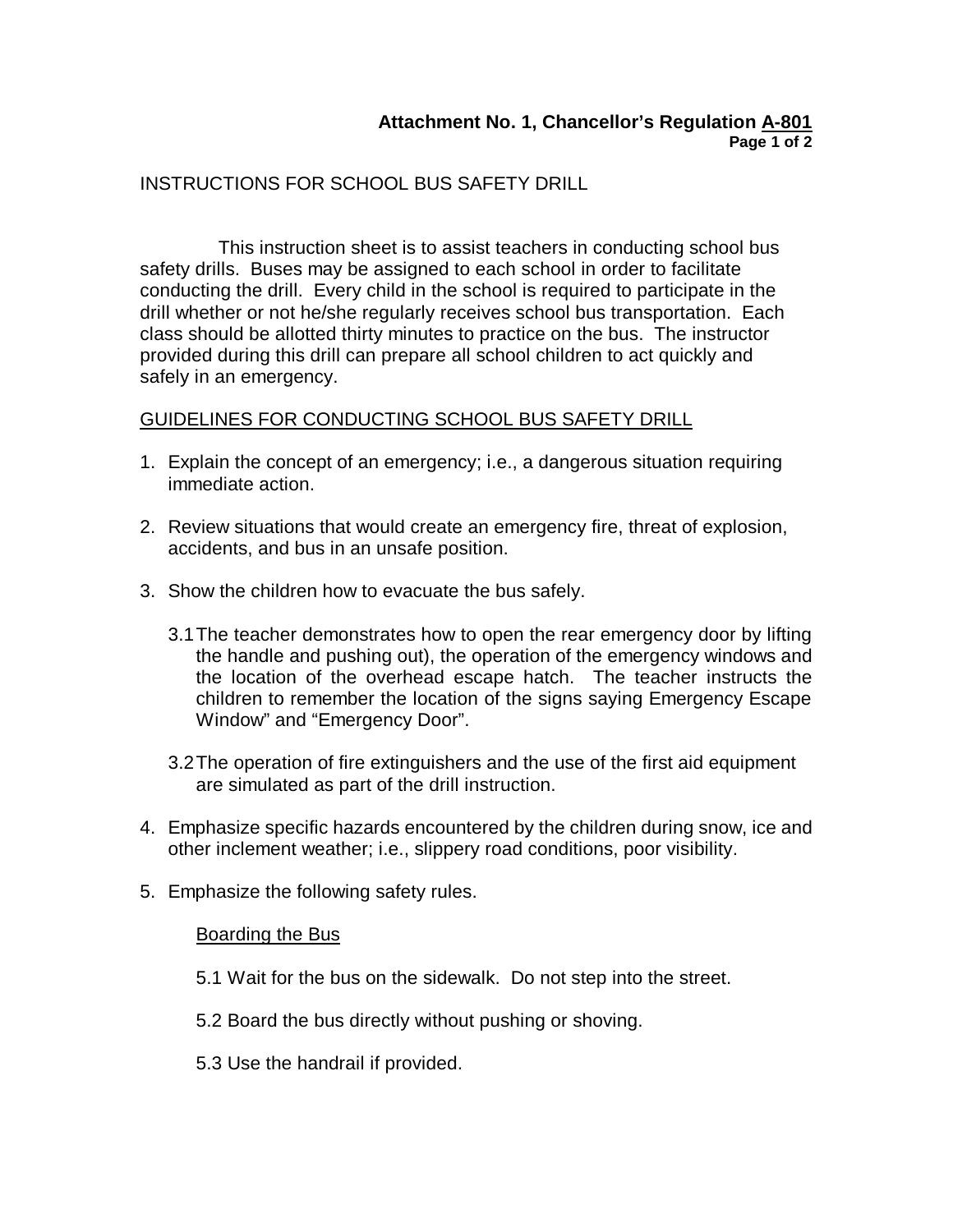**Attachment No. 1, Chancellor's Regulation A-801**

INSTRUCTIONS FOR SCHOOL BUS SAFETY DRILL

This instruction sheet is to assist teachers in conducting school bus safety drills. Buses may be assigned to each school in order to facilitate conducting the drill. Every child in the school is required to participate in the drill whether or not he/she regularly receives school bus transportation. Each class should be allotted thirty minutes to practice on the bus. The instructor provided during this drill can prepare all school children to act quickly and safely in an emergency.

GUIDELINES FOR CONDUCTING SCHOOL BUS SAFETY DRILL

1. Explain the concept of an emergency; i.e., a dangerous situation requiring immediate action.

2. Review situations that would create an emergency fire, threat of explosion, accidents, and bus in an unsafe position.

3. Show the children how to evacuate the bus safely.

   3.1 The teacher demonstrates how to open the rear emergency door by lifting the handle and pushing out), the operation of the emergency windows and the location of the overhead escape hatch. The teacher instructs the children to remember the location of the signs saying Emergency Escape Window" and "Emergency Door".

   3.2 The operation of fire extinguishers and the use of the first aid equipment are simulated as part of the drill instruction.

4. Emphasize specific hazards encountered by the children during snow, ice and other inclement weather; i.e., slippery road conditions, poor visibility.

5. Emphasize the following safety rules.

   Boarding the Bus

   5.1 Wait for the bus on the sidewalk. Do not step into the street.

   5.2 Board the bus directly without pushing or shoving.

   5.3 Use the handrail if provided.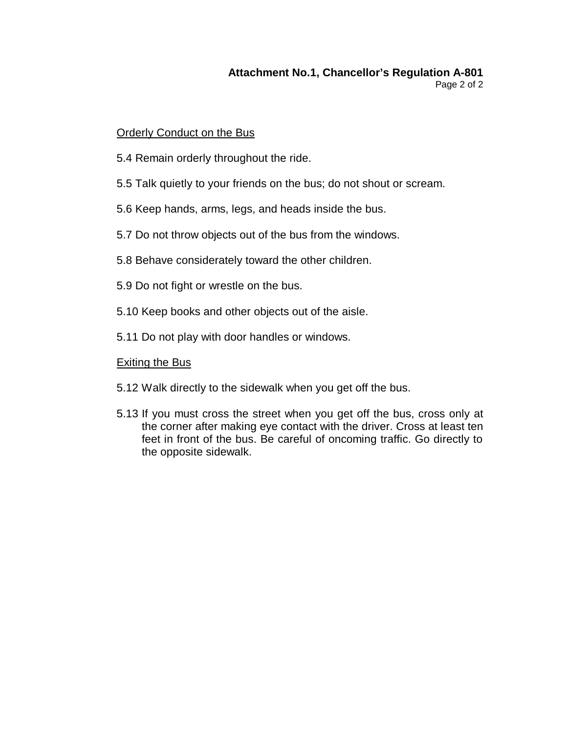## Attachment No.1, Chancellor's Regulation A-801

Orderly Conduct on the Bus

5.4 Remain orderly throughout the ride.

5.5 Talk quietly to your friends on the bus; do not shout or scream.

5.6 Keep hands, arms, legs, and heads inside the bus.

5.7 Do not throw objects out of the bus from the windows.

5.8 Behave considerately toward the other children.

5.9 Do not fight or wrestle on the bus.

5.10 Keep books and other objects out of the aisle.

5.11 Do not play with door handles or windows.

Exiting the Bus

5.12 Walk directly to the sidewalk when you get off the bus.

5.13 If you must cross the street when you get off the bus, cross only at the corner after making eye contact with the driver. Cross at least ten feet in front of the bus. Be careful of oncoming traffic. Go directly to the opposite sidewalk.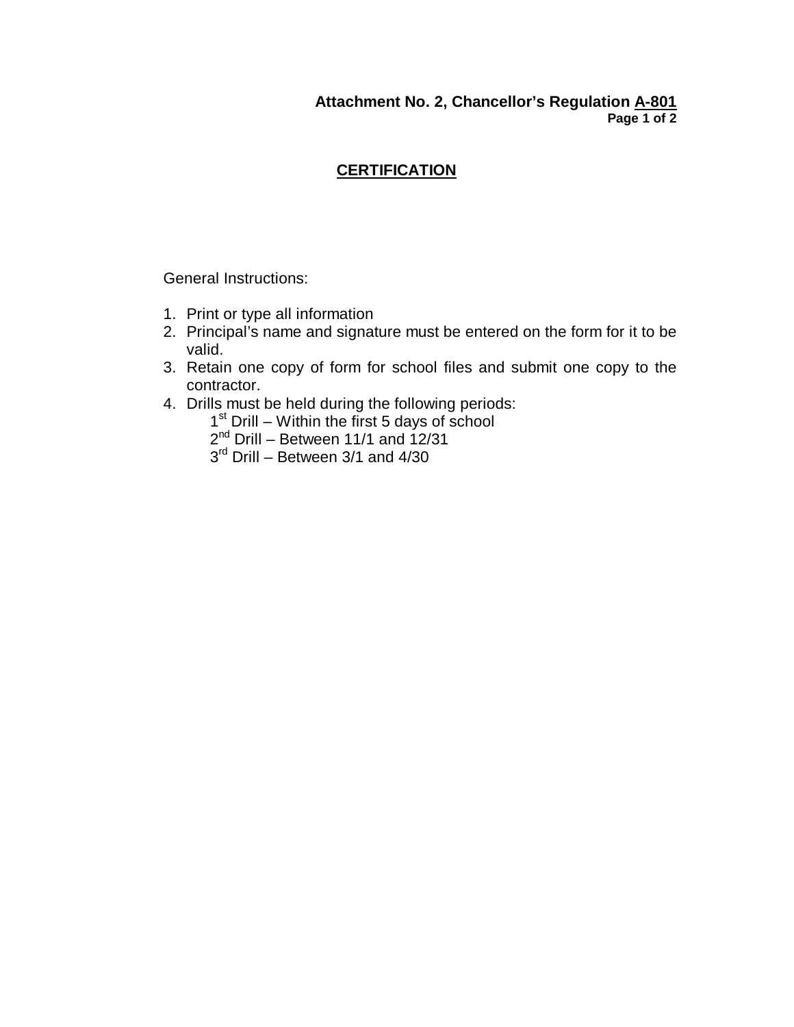**Attachment No. 2, Chancellor's Regulation A-801**

## CERTIFICATION

General Instructions:

1. Print or type all information
2. Principal's name and signature must be entered on the form for it to be valid.
3. Retain one copy of form for school files and submit one copy to the contractor.
4. Drills must be held during the following periods:
   - 1st Drill – Within the first 5 days of school
   - 2nd Drill – Between 11/1 and 12/31
   - 3rd Drill – Between 3/1 and 4/30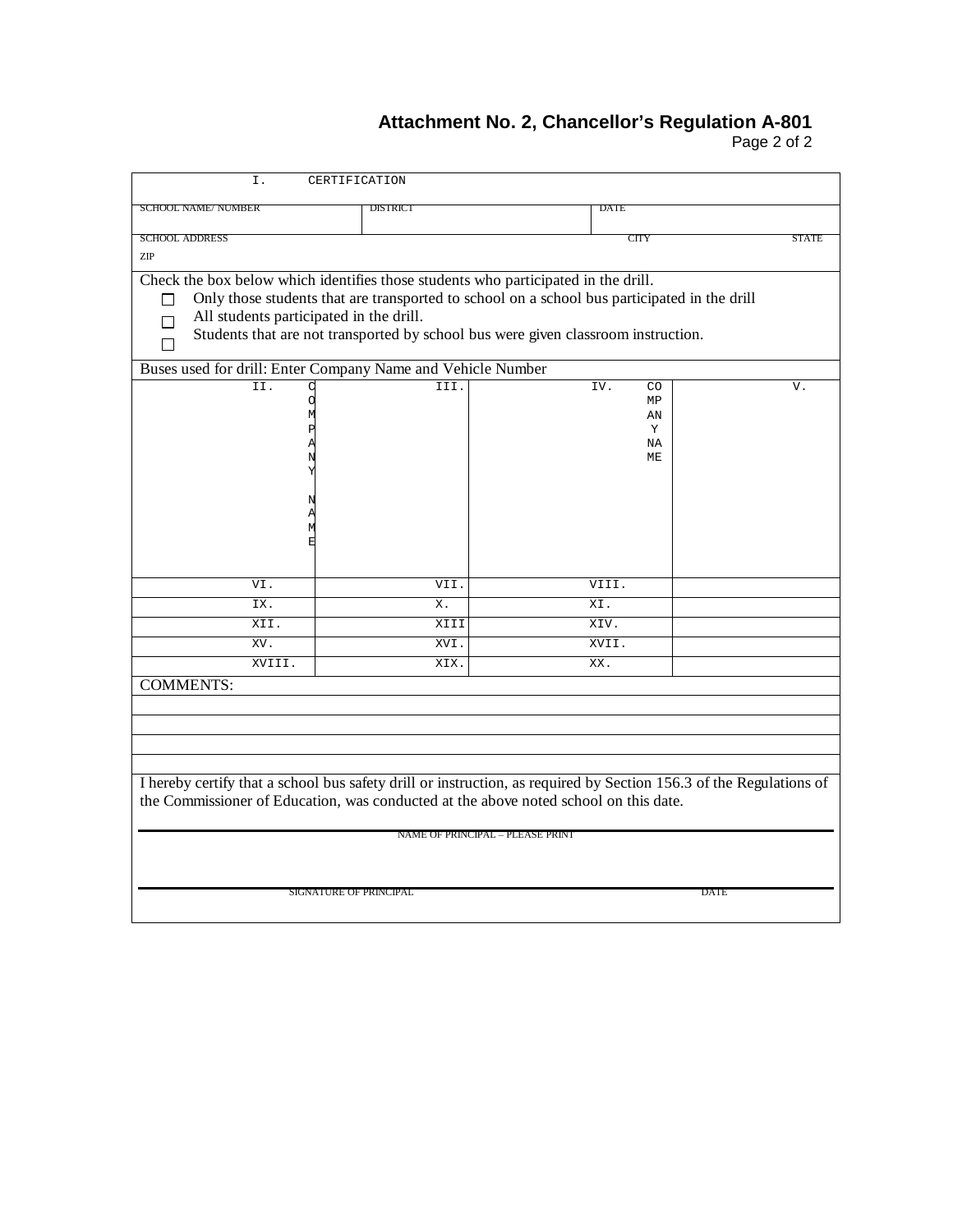## Attachment No. 2, Chancellor's Regulation A-801

| I. CERTIFICATION | | |
|---|---|---|
| SCHOOL NAME/ NUMBER | DISTRICT | DATE |
| SCHOOL ADDRESS | CITY | STATE |
| ZIP | | |

Check the box below which identifies those students who participated in the drill.

- ☐ Only those students that are transported to school on a school bus participated in the drill
- ☐ All students participated in the drill.
- ☐ Students that are not transported by school bus were given classroom instruction.

Buses used for drill: Enter Company Name and Vehicle Number

| II. COMPANY NAME | III. | IV. COMPANY NAME | V. |
|---|---|---|---|
| VI. | VII. | VIII. | |
| IX. | X. | XI. | |
| XII. | XIII | XIV. | |
| XV. | XVI. | XVII. | |
| XVIII. | XIX. | XX. | |

COMMENTS:

I hereby certify that a school bus safety drill or instruction, as required by Section 156.3 of the Regulations of the Commissioner of Education, was conducted at the above noted school on this date.

NAME OF PRINCIPAL – PLEASE PRINT

SIGNATURE OF PRINCIPAL DATE